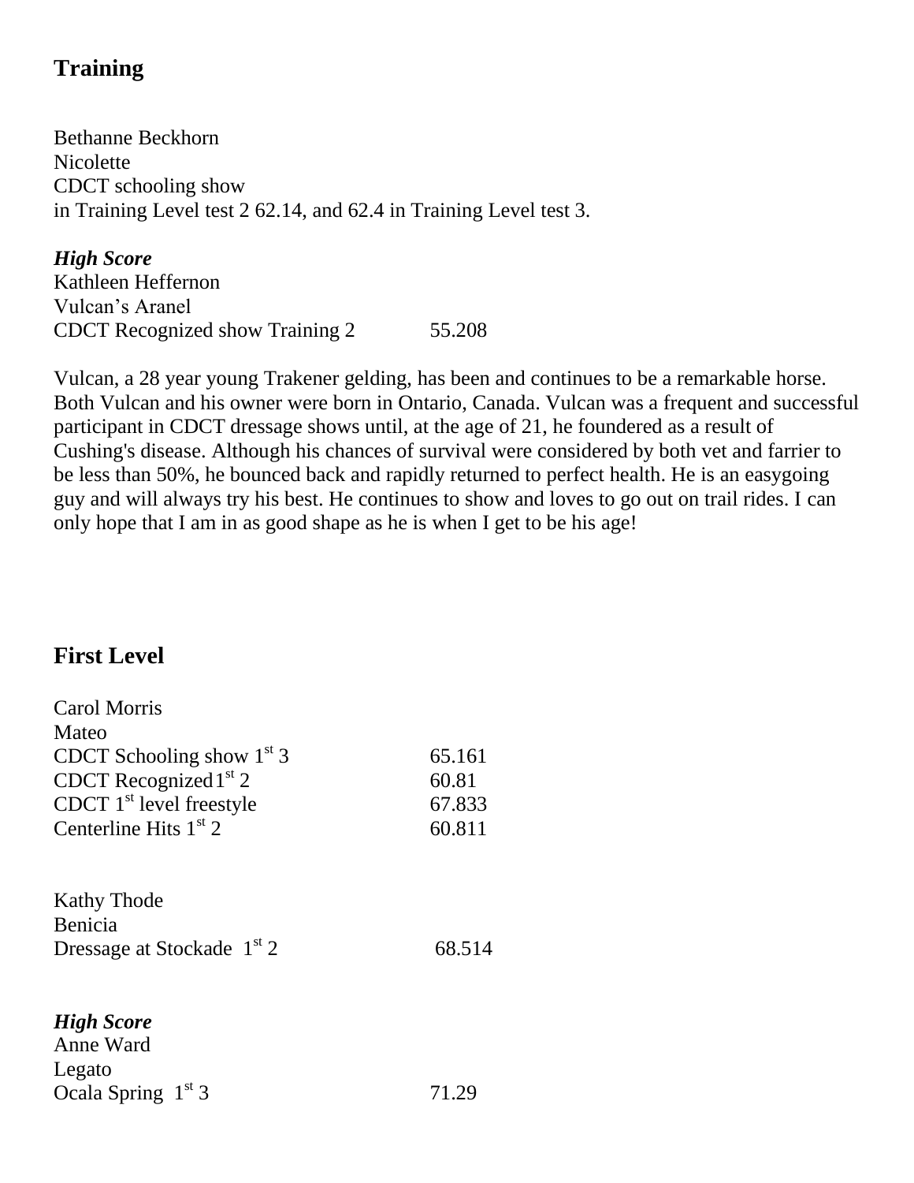## Training

Bethanne Beckhorn
Nicolette
CDCT schooling show
in Training Level test 2 62.14, and 62.4 in Training Level test 3.

***High Score***
Kathleen Heffernon
Vulcan's Aranel
CDCT Recognized show Training 2 55.208

Vulcan, a 28 year young Trakener gelding, has been and continues to be a remarkable horse. Both Vulcan and his owner were born in Ontario, Canada. Vulcan was a frequent and successful participant in CDCT dressage shows until, at the age of 21, he foundered as a result of Cushing's disease. Although his chances of survival were considered by both vet and farrier to be less than 50%, he bounced back and rapidly returned to perfect health. He is an easygoing guy and will always try his best. He continues to show and loves to go out on trail rides. I can only hope that I am in as good shape as he is when I get to be his age!

## First Level

Carol Morris
Mateo
CDCT Schooling show 1st 3 65.161
CDCT Recognized 1st 2 60.81
CDCT 1st level freestyle 67.833
Centerline Hits 1st 2 60.811

Kathy Thode
Benicia
Dressage at Stockade 1st 2 68.514

***High Score***
Anne Ward
Legato
Ocala Spring 1st 3 71.29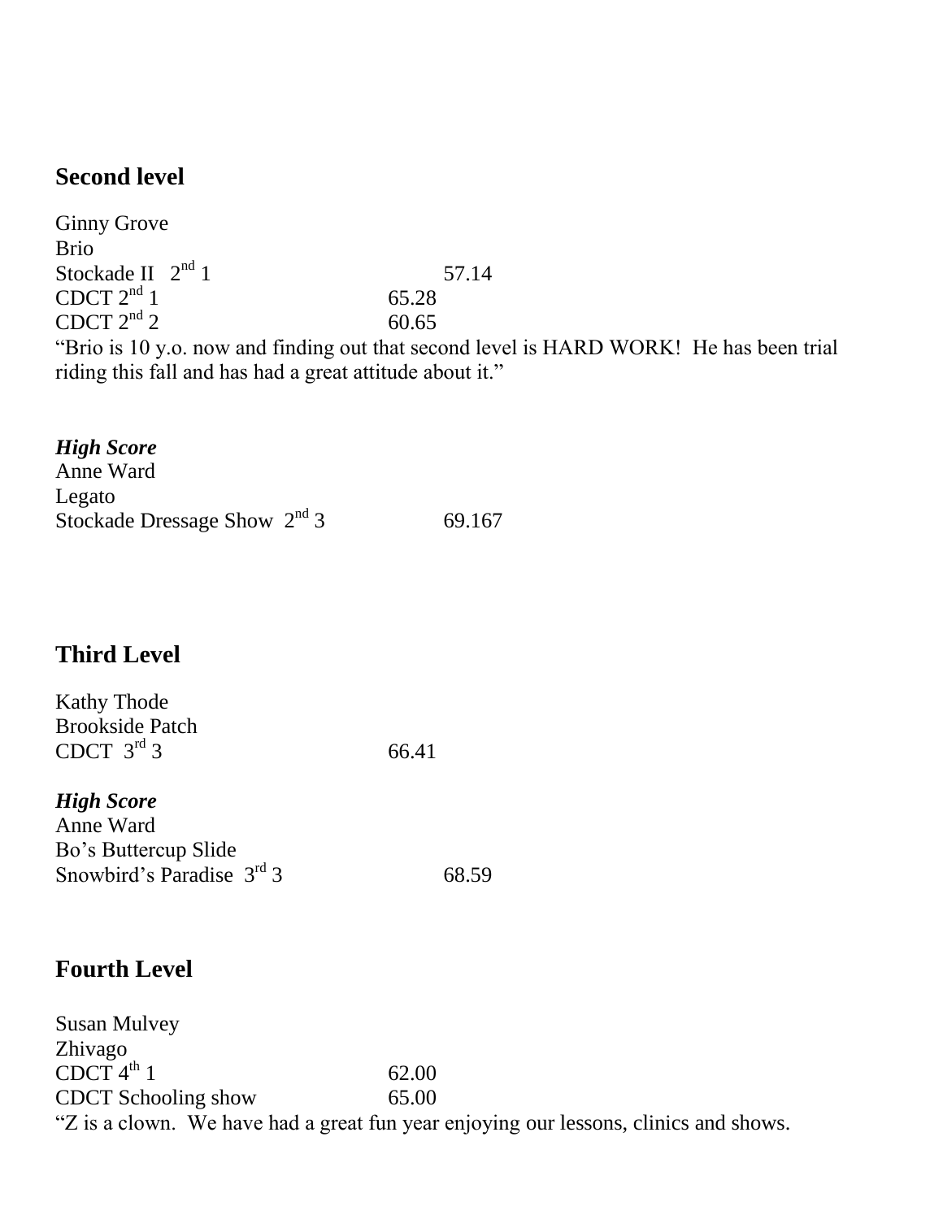## Second level

Ginny Grove
Brio
Stockade II 2nd 1 57.14
CDCT 2nd 1 65.28
CDCT 2nd 2 60.65
"Brio is 10 y.o. now and finding out that second level is HARD WORK! He has been trial riding this fall and has had a great attitude about it."

***High Score***
Anne Ward
Legato
Stockade Dressage Show 2nd 3 69.167

## Third Level

Kathy Thode
Brookside Patch
CDCT 3rd 3 66.41

***High Score***
Anne Ward
Bo's Buttercup Slide
Snowbird's Paradise 3rd 3 68.59

## Fourth Level

Susan Mulvey
Zhivago
CDCT 4th 1 62.00
CDCT Schooling show 65.00
"Z is a clown. We have had a great fun year enjoying our lessons, clinics and shows.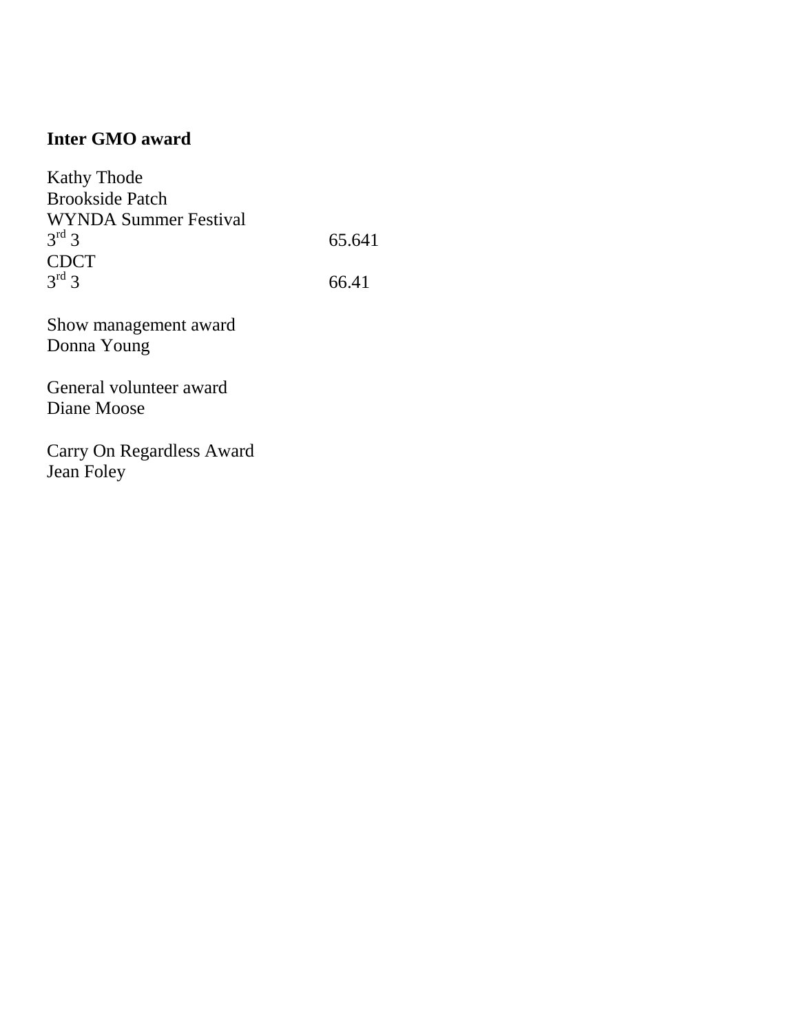**Inter GMO award**

Kathy Thode
Brookside Patch
WYNDA Summer Festival

| | |
|---|---|
| 3rd 3 | 65.641 |

CDCT

| | |
|---|---|
| 3rd 3 | 66.41 |

Show management award
Donna Young

General volunteer award
Diane Moose

Carry On Regardless Award
Jean Foley